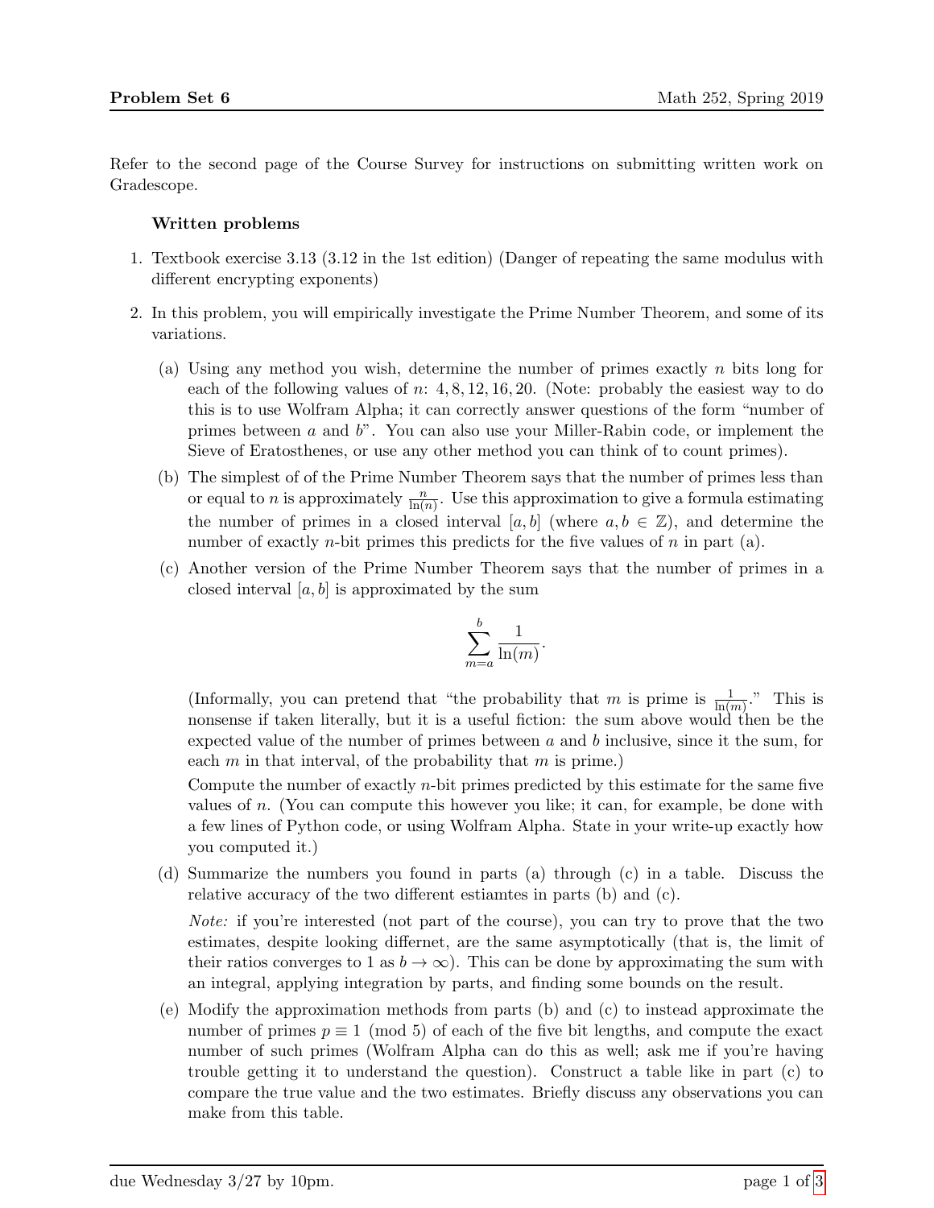Refer to the second page of the Course Survey for instructions on submitting written work on Gradescope.

**Written problems**

1. Textbook exercise 3.13 (3.12 in the 1st edition) (Danger of repeating the same modulus with different encrypting exponents)

2. In this problem, you will empirically investigate the Prime Number Theorem, and some of its variations.

   (a) Using any method you wish, determine the number of primes exactly $n$ bits long for each of the following values of $n$: $4, 8, 12, 16, 20$. (Note: probably the easiest way to do this is to use Wolfram Alpha; it can correctly answer questions of the form "number of primes between $a$ and $b$". You can also use your Miller-Rabin code, or implement the Sieve of Eratosthenes, or use any other method you can think of to count primes).

   (b) The simplest of of the Prime Number Theorem says that the number of primes less than or equal to $n$ is approximately $\frac{n}{\ln(n)}$. Use this approximation to give a formula estimating the number of primes in a closed interval $[a, b]$ (where $a, b \in \mathbb{Z}$), and determine the number of exactly $n$-bit primes this predicts for the five values of $n$ in part (a).

   (c) Another version of the Prime Number Theorem says that the number of primes in a closed interval $[a, b]$ is approximated by the sum

   $$\sum_{m=a}^{b} \frac{1}{\ln(m)}.$$

   (Informally, you can pretend that "the probability that $m$ is prime is $\frac{1}{\ln(m)}$." This is nonsense if taken literally, but it is a useful fiction: the sum above would then be the expected value of the number of primes between $a$ and $b$ inclusive, since it the sum, for each $m$ in that interval, of the probability that $m$ is prime.)

   Compute the number of exactly $n$-bit primes predicted by this estimate for the same five values of $n$. (You can compute this however you like; it can, for example, be done with a few lines of Python code, or using Wolfram Alpha. State in your write-up exactly how you computed it.)

   (d) Summarize the numbers you found in parts (a) through (c) in a table. Discuss the relative accuracy of the two different estiamtes in parts (b) and (c).

   *Note:* if you're interested (not part of the course), you can try to prove that the two estimates, despite looking differnet, are the same asymptotically (that is, the limit of their ratios converges to 1 as $b \to \infty$). This can be done by approximating the sum with an integral, applying integration by parts, and finding some bounds on the result.

   (e) Modify the approximation methods from parts (b) and (c) to instead approximate the number of primes $p \equiv 1 \pmod 5$ of each of the five bit lengths, and compute the exact number of such primes (Wolfram Alpha can do this as well; ask me if you're having trouble getting it to understand the question). Construct a table like in part (c) to compare the true value and the two estimates. Briefly discuss any observations you can make from this table.

due Wednesday 3/27 by 10pm.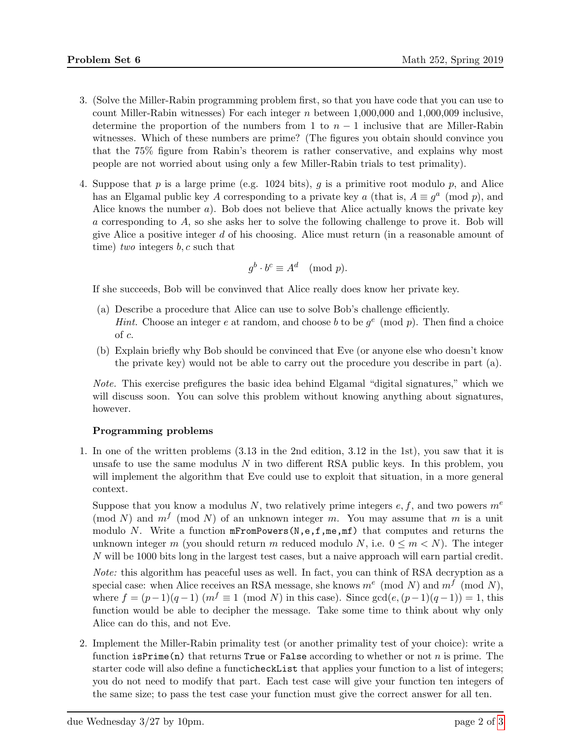3. (Solve the Miller-Rabin programming problem first, so that you have code that you can use to count Miller-Rabin witnesses) For each integer $n$ between 1,000,000 and 1,000,009 inclusive, determine the proportion of the numbers from 1 to $n-1$ inclusive that are Miller-Rabin witnesses. Which of these numbers are prime? (The figures you obtain should convince you that the 75% figure from Rabin's theorem is rather conservative, and explains why most people are not worried about using only a few Miller-Rabin trials to test primality).

4. Suppose that $p$ is a large prime (e.g. 1024 bits), $g$ is a primitive root modulo $p$, and Alice has an Elgamal public key $A$ corresponding to a private key $a$ (that is, $A \equiv g^a \pmod p$, and Alice knows the number $a$). Bob does not believe that Alice actually knows the private key $a$ corresponding to $A$, so she asks her to solve the following challenge to prove it. Bob will give Alice a positive integer $d$ of his choosing. Alice must return (in a reasonable amount of time) *two* integers $b, c$ such that

$$g^b \cdot b^c \equiv A^d \pmod p.$$

If she succeeds, Bob will be convinved that Alice really does know her private key.

   (a) Describe a procedure that Alice can use to solve Bob's challenge efficiently.
   *Hint.* Choose an integer $e$ at random, and choose $b$ to be $g^e \pmod p$. Then find a choice of $c$.

   (b) Explain briefly why Bob should be convinced that Eve (or anyone else who doesn't know the private key) would not be able to carry out the procedure you describe in part (a).

*Note.* This exercise prefigures the basic idea behind Elgamal "digital signatures," which we will discuss soon. You can solve this problem without knowing anything about signatures, however.

**Programming problems**

1. In one of the written problems (3.13 in the 2nd edition, 3.12 in the 1st), you saw that it is unsafe to use the same modulus $N$ in two different RSA public keys. In this problem, you will implement the algorithm that Eve could use to exploit that situation, in a more general context.

   Suppose that you know a modulus $N$, two relatively prime integers $e, f$, and two powers $m^e \pmod N$ and $m^f \pmod N$ of an unknown integer $m$. You may assume that $m$ is a unit modulo $N$. Write a function `mFromPowers(N,e,f,me,mf)` that computes and returns the unknown integer $m$ (you should return $m$ reduced modulo $N$, i.e. $0 \le m < N$). The integer $N$ will be 1000 bits long in the largest test cases, but a naive approach will earn partial credit.

   *Note:* this algorithm has peaceful uses as well. In fact, you can think of RSA decryption as a special case: when Alice receives an RSA message, she knows $m^e \pmod N$ and $m^f \pmod N$, where $f = (p-1)(q-1)$ ($m^f \equiv 1 \pmod N$ in this case). Since $\gcd(e, (p-1)(q-1)) = 1$, this function would be able to decipher the message. Take some time to think about why only Alice can do this, and not Eve.

2. Implement the Miller-Rabin primality test (or another primality test of your choice): write a function `isPrime(n)` that returns `True` or `False` according to whether or not $n$ is prime. The starter code will also define a functi`checkList` that applies your function to a list of integers; you do not need to modify that part. Each test case will give your function ten integers of the same size; to pass the test case your function must give the correct answer for all ten.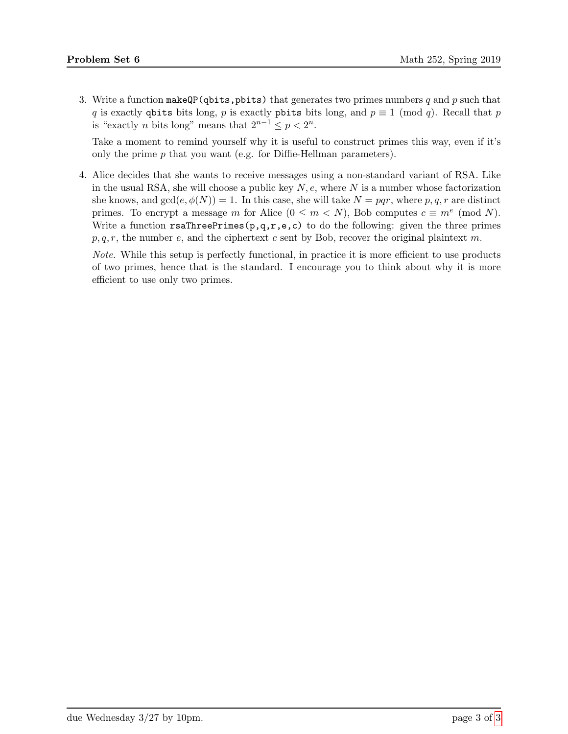3. Write a function `makeQP(qbits,pbits)` that generates two primes numbers $q$ and $p$ such that $q$ is exactly `qbits` bits long, $p$ is exactly `pbits` bits long, and $p \equiv 1 \pmod{q}$. Recall that $p$ is "exactly $n$ bits long" means that $2^{n-1} \leq p < 2^n$.

   Take a moment to remind yourself why it is useful to construct primes this way, even if it's only the prime $p$ that you want (e.g. for Diffie-Hellman parameters).

4. Alice decides that she wants to receive messages using a non-standard variant of RSA. Like in the usual RSA, she will choose a public key $N, e$, where $N$ is a number whose factorization she knows, and $\gcd(e, \phi(N)) = 1$. In this case, she will take $N = pqr$, where $p, q, r$ are distinct primes. To encrypt a message $m$ for Alice ($0 \leq m < N$), Bob computes $c \equiv m^e \pmod{N}$. Write a function `rsaThreePrimes(p,q,r,e,c)` to do the following: given the three primes $p, q, r$, the number $e$, and the ciphertext $c$ sent by Bob, recover the original plaintext $m$.

   *Note.* While this setup is perfectly functional, in practice it is more efficient to use products of two primes, hence that is the standard. I encourage you to think about why it is more efficient to use only two primes.